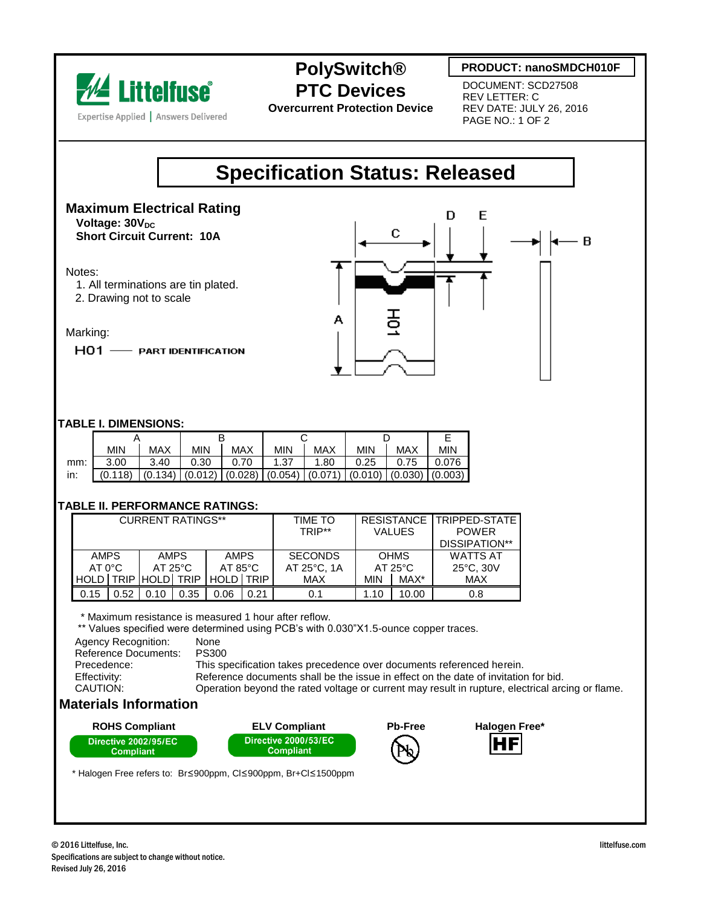# PolySwitch® PTC Devices

**Overcurrent Protection Device**

**PRODUCT: nanoSMDCH010F**

DOCUMENT: SCD27508
REV LETTER: C
REV DATE: JULY 26, 2016
PAGE NO.: 1 OF 2

## Specification Status: Released

### Maximum Electrical Rating

**Voltage: 30$V_{DC}$**
**Short Circuit Current: 10A**

Notes:
1. All terminations are tin plated.
2. Drawing not to scale

Marking:

H01 —— PART IDENTIFICATION

### TABLE I. DIMENSIONS:

| | A | | B | | C | | D | | E |
|---|---|---|---|---|---|---|---|---|---|
| | MIN | MAX | MIN | MAX | MIN | MAX | MIN | MAX | MIN |
| mm: | 3.00 | 3.40 | 0.30 | 0.70 | 1.37 | 1.80 | 0.25 | 0.75 | 0.076 |
| in: | (0.118) | (0.134) | (0.012) | (0.028) | (0.054) | (0.071) | (0.010) | (0.030) | (0.003) |

### TABLE II. PERFORMANCE RATINGS:

| CURRENT RATINGS** | | | | | | TIME TO TRIP** | RESISTANCE VALUES | | TRIPPED-STATE POWER DISSIPATION** |
|---|---|---|---|---|---|---|---|---|---|
| AMPS AT 0°C | | AMPS AT 25°C | | AMPS AT 85°C | | SECONDS AT 25°C, 1A | OHMS AT 25°C | | WATTS AT 25°C, 30V |
| HOLD | TRIP | HOLD | TRIP | HOLD | TRIP | MAX | MIN | MAX* | MAX |
| 0.15 | 0.52 | 0.10 | 0.35 | 0.06 | 0.21 | 0.1 | 1.10 | 10.00 | 0.8 |

\* Maximum resistance is measured 1 hour after reflow.
** Values specified were determined using PCB's with 0.030"X1.5-ounce copper traces.

Agency Recognition: None
Reference Documents: PS300
Precedence: This specification takes precedence over documents referenced herein.
Effectivity: Reference documents shall be the issue in effect on the date of invitation for bid.
CAUTION: Operation beyond the rated voltage or current may result in rupture, electrical arcing or flame.

### Materials Information

**ROHS Compliant** – Directive 2002/95/EC Compliant

**ELV Compliant** – Directive 2000/53/EC Compliant

**Pb-Free**

**Halogen Free***

\* Halogen Free refers to: Br≤900ppm, Cl≤900ppm, Br+Cl≤1500ppm

© 2016 Littelfuse, Inc.
Specifications are subject to change without notice.
Revised July 26, 2016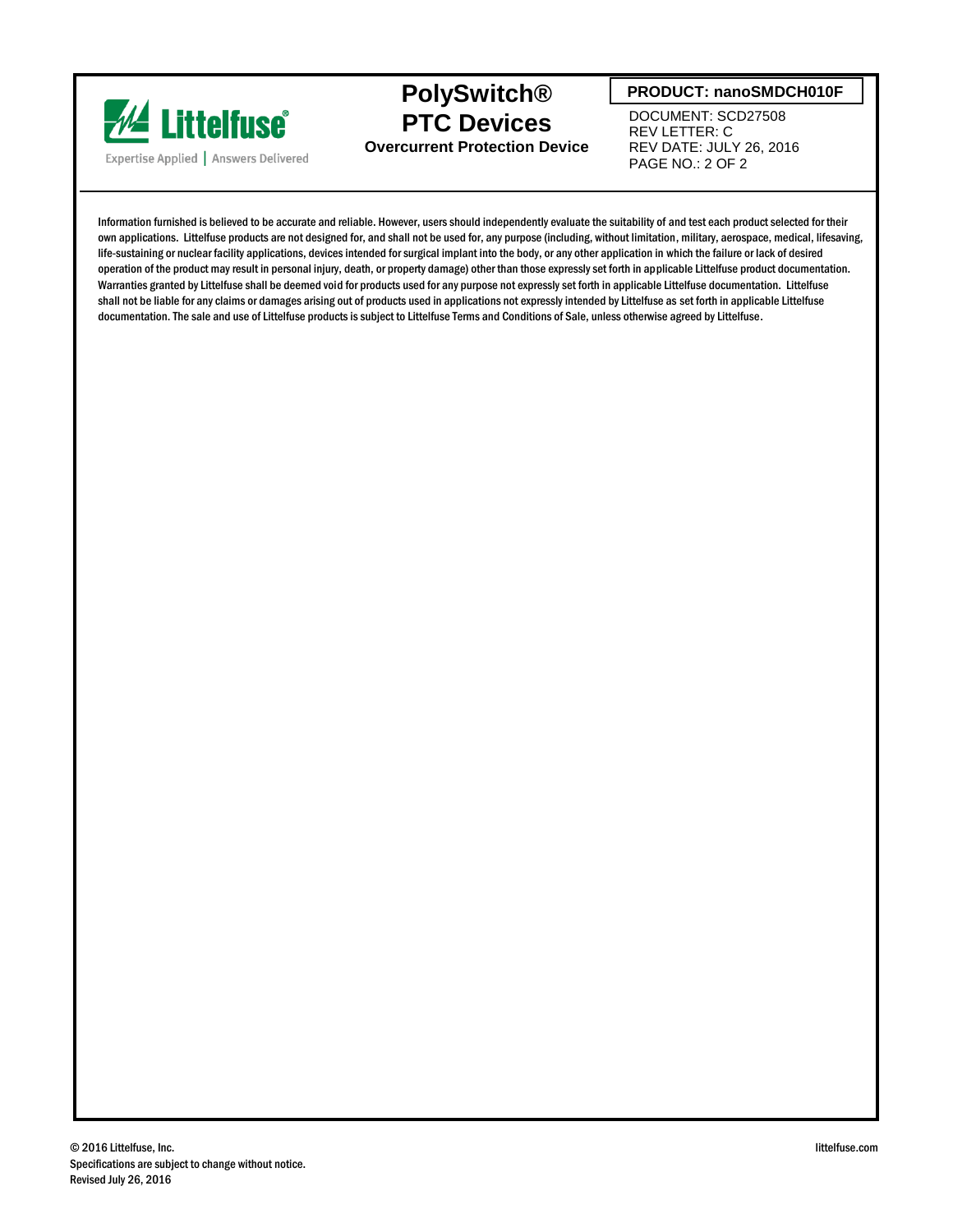Information furnished is believed to be accurate and reliable. However, users should independently evaluate the suitability of and test each product selected for their own applications. Littelfuse products are not designed for, and shall not be used for, any purpose (including, without limitation, military, aerospace, medical, lifesaving, life-sustaining or nuclear facility applications, devices intended for surgical implant into the body, or any other application in which the failure or lack of desired operation of the product may result in personal injury, death, or property damage) other than those expressly set forth in applicable Littelfuse product documentation. Warranties granted by Littelfuse shall be deemed void for products used for any purpose not expressly set forth in applicable Littelfuse documentation. Littelfuse shall not be liable for any claims or damages arising out of products used in applications not expressly intended by Littelfuse as set forth in applicable Littelfuse documentation. The sale and use of Littelfuse products is subject to Littelfuse Terms and Conditions of Sale, unless otherwise agreed by Littelfuse.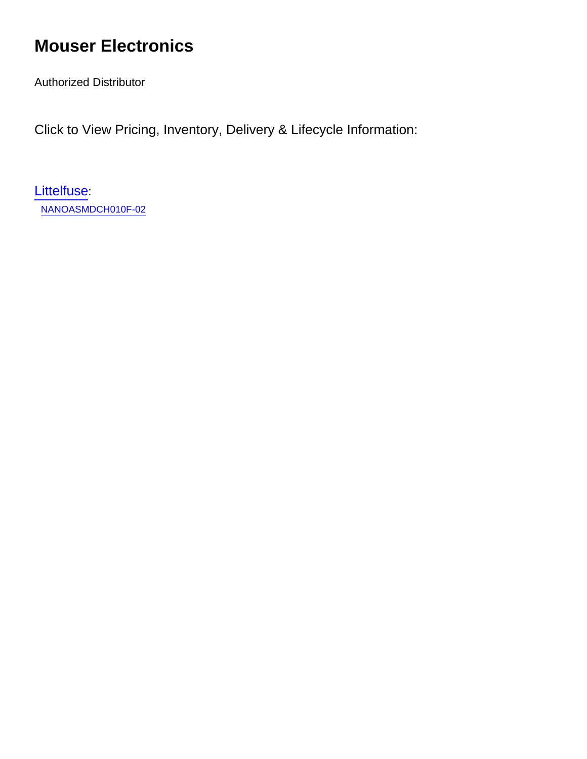# Mouser Electronics

Authorized Distributor

Click to View Pricing, Inventory, Delivery & Lifecycle Information:

Littelfuse:

NANOASMDCH010F-02